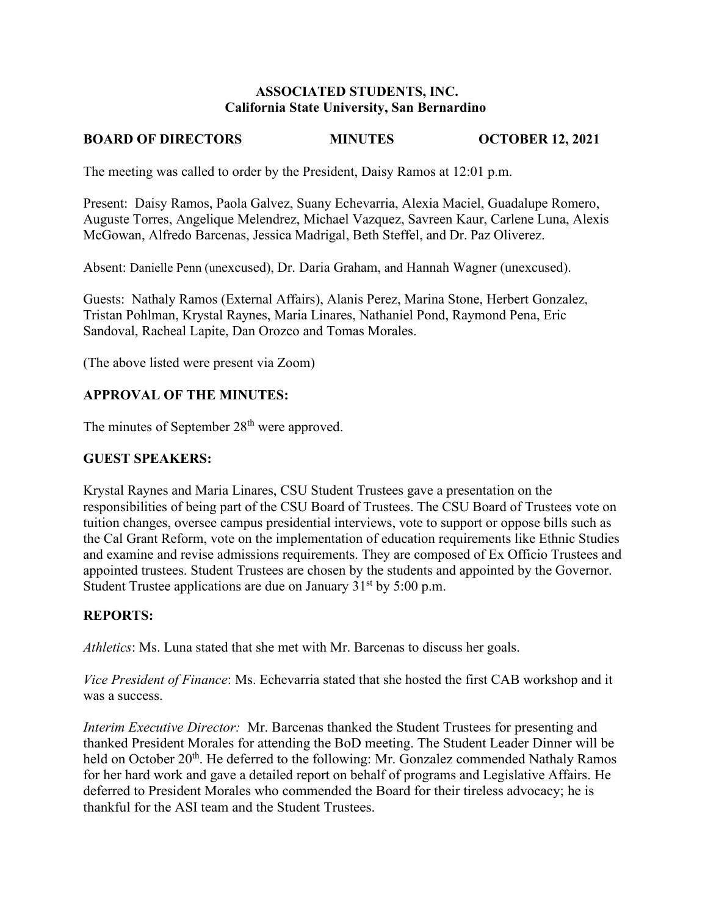**ASSOCIATED STUDENTS, INC.**
**California State University, San Bernardino**

**BOARD OF DIRECTORS MINUTES OCTOBER 12, 2021**

The meeting was called to order by the President, Daisy Ramos at 12:01 p.m.

Present: Daisy Ramos, Paola Galvez, Suany Echevarria, Alexia Maciel, Guadalupe Romero, Auguste Torres, Angelique Melendrez, Michael Vazquez, Savreen Kaur, Carlene Luna, Alexis McGowan, Alfredo Barcenas, Jessica Madrigal, Beth Steffel, and Dr. Paz Oliverez.

Absent: Danielle Penn (unexcused), Dr. Daria Graham, and Hannah Wagner (unexcused).

Guests: Nathaly Ramos (External Affairs), Alanis Perez, Marina Stone, Herbert Gonzalez, Tristan Pohlman, Krystal Raynes, Maria Linares, Nathaniel Pond, Raymond Pena, Eric Sandoval, Racheal Lapite, Dan Orozco and Tomas Morales.

(The above listed were present via Zoom)

## APPROVAL OF THE MINUTES:

The minutes of September 28th were approved.

## GUEST SPEAKERS:

Krystal Raynes and Maria Linares, CSU Student Trustees gave a presentation on the responsibilities of being part of the CSU Board of Trustees. The CSU Board of Trustees vote on tuition changes, oversee campus presidential interviews, vote to support or oppose bills such as the Cal Grant Reform, vote on the implementation of education requirements like Ethnic Studies and examine and revise admissions requirements. They are composed of Ex Officio Trustees and appointed trustees. Student Trustees are chosen by the students and appointed by the Governor. Student Trustee applications are due on January 31st by 5:00 p.m.

## REPORTS:

*Athletics*: Ms. Luna stated that she met with Mr. Barcenas to discuss her goals.

*Vice President of Finance*: Ms. Echevarria stated that she hosted the first CAB workshop and it was a success.

*Interim Executive Director:* Mr. Barcenas thanked the Student Trustees for presenting and thanked President Morales for attending the BoD meeting. The Student Leader Dinner will be held on October 20th. He deferred to the following: Mr. Gonzalez commended Nathaly Ramos for her hard work and gave a detailed report on behalf of programs and Legislative Affairs. He deferred to President Morales who commended the Board for their tireless advocacy; he is thankful for the ASI team and the Student Trustees.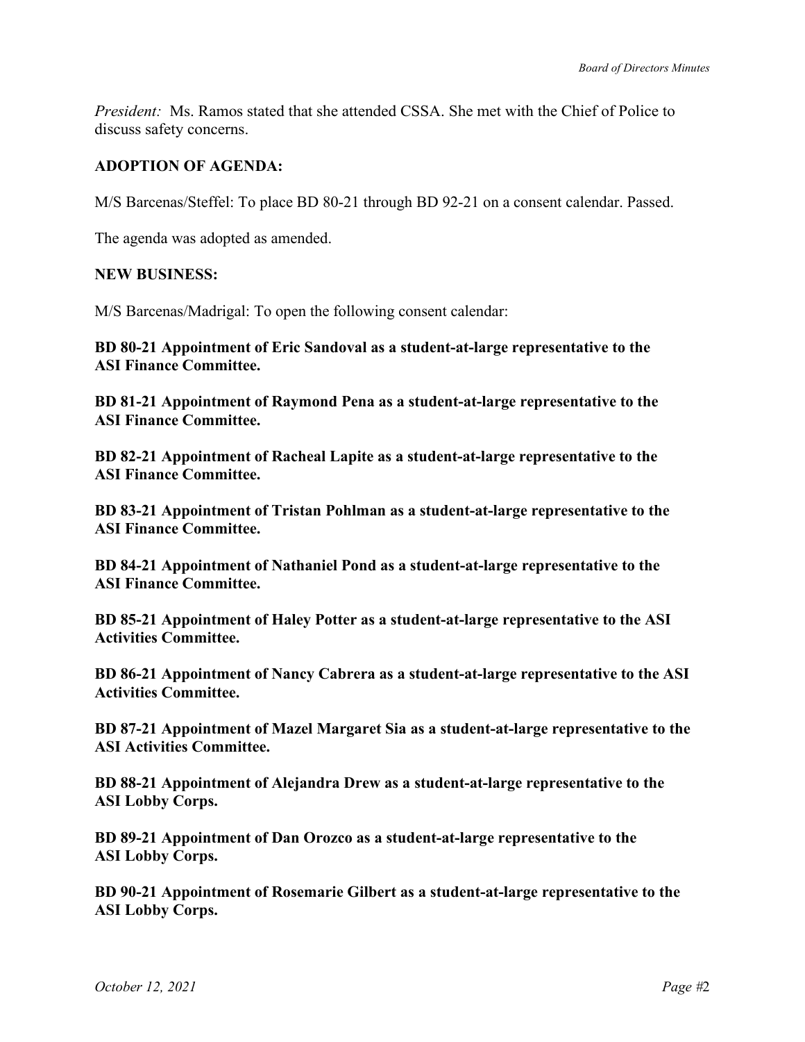*President:* Ms. Ramos stated that she attended CSSA. She met with the Chief of Police to discuss safety concerns.

**ADOPTION OF AGENDA:**

M/S Barcenas/Steffel: To place BD 80-21 through BD 92-21 on a consent calendar. Passed.

The agenda was adopted as amended.

**NEW BUSINESS:**

M/S Barcenas/Madrigal: To open the following consent calendar:

**BD 80-21 Appointment of Eric Sandoval as a student-at-large representative to the ASI Finance Committee.**

**BD 81-21 Appointment of Raymond Pena as a student-at-large representative to the ASI Finance Committee.**

**BD 82-21 Appointment of Racheal Lapite as a student-at-large representative to the ASI Finance Committee.**

**BD 83-21 Appointment of Tristan Pohlman as a student-at-large representative to the ASI Finance Committee.**

**BD 84-21 Appointment of Nathaniel Pond as a student-at-large representative to the ASI Finance Committee.**

**BD 85-21 Appointment of Haley Potter as a student-at-large representative to the ASI Activities Committee.**

**BD 86-21 Appointment of Nancy Cabrera as a student-at-large representative to the ASI Activities Committee.**

**BD 87-21 Appointment of Mazel Margaret Sia as a student-at-large representative to the ASI Activities Committee.**

**BD 88-21 Appointment of Alejandra Drew as a student-at-large representative to the ASI Lobby Corps.**

**BD 89-21 Appointment of Dan Orozco as a student-at-large representative to the ASI Lobby Corps.**

**BD 90-21 Appointment of Rosemarie Gilbert as a student-at-large representative to the ASI Lobby Corps.**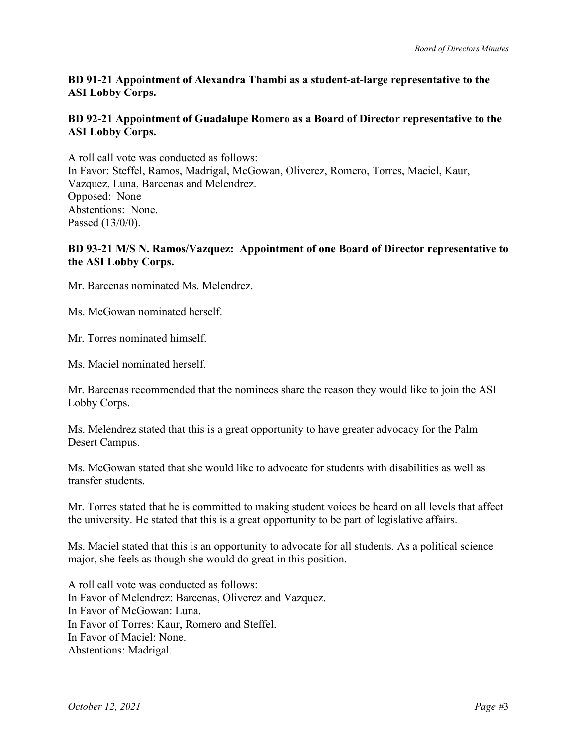**BD 91-21 Appointment of Alexandra Thambi as a student-at-large representative to the ASI Lobby Corps.**

**BD 92-21 Appointment of Guadalupe Romero as a Board of Director representative to the ASI Lobby Corps.**

A roll call vote was conducted as follows:
In Favor: Steffel, Ramos, Madrigal, McGowan, Oliverez, Romero, Torres, Maciel, Kaur, Vazquez, Luna, Barcenas and Melendrez.
Opposed: None
Abstentions: None.
Passed (13/0/0).

**BD 93-21 M/S N. Ramos/Vazquez: Appointment of one Board of Director representative to the ASI Lobby Corps.**

Mr. Barcenas nominated Ms. Melendrez.

Ms. McGowan nominated herself.

Mr. Torres nominated himself.

Ms. Maciel nominated herself.

Mr. Barcenas recommended that the nominees share the reason they would like to join the ASI Lobby Corps.

Ms. Melendrez stated that this is a great opportunity to have greater advocacy for the Palm Desert Campus.

Ms. McGowan stated that she would like to advocate for students with disabilities as well as transfer students.

Mr. Torres stated that he is committed to making student voices be heard on all levels that affect the university. He stated that this is a great opportunity to be part of legislative affairs.

Ms. Maciel stated that this is an opportunity to advocate for all students. As a political science major, she feels as though she would do great in this position.

A roll call vote was conducted as follows:
In Favor of Melendrez: Barcenas, Oliverez and Vazquez.
In Favor of McGowan: Luna.
In Favor of Torres: Kaur, Romero and Steffel.
In Favor of Maciel: None.
Abstentions: Madrigal.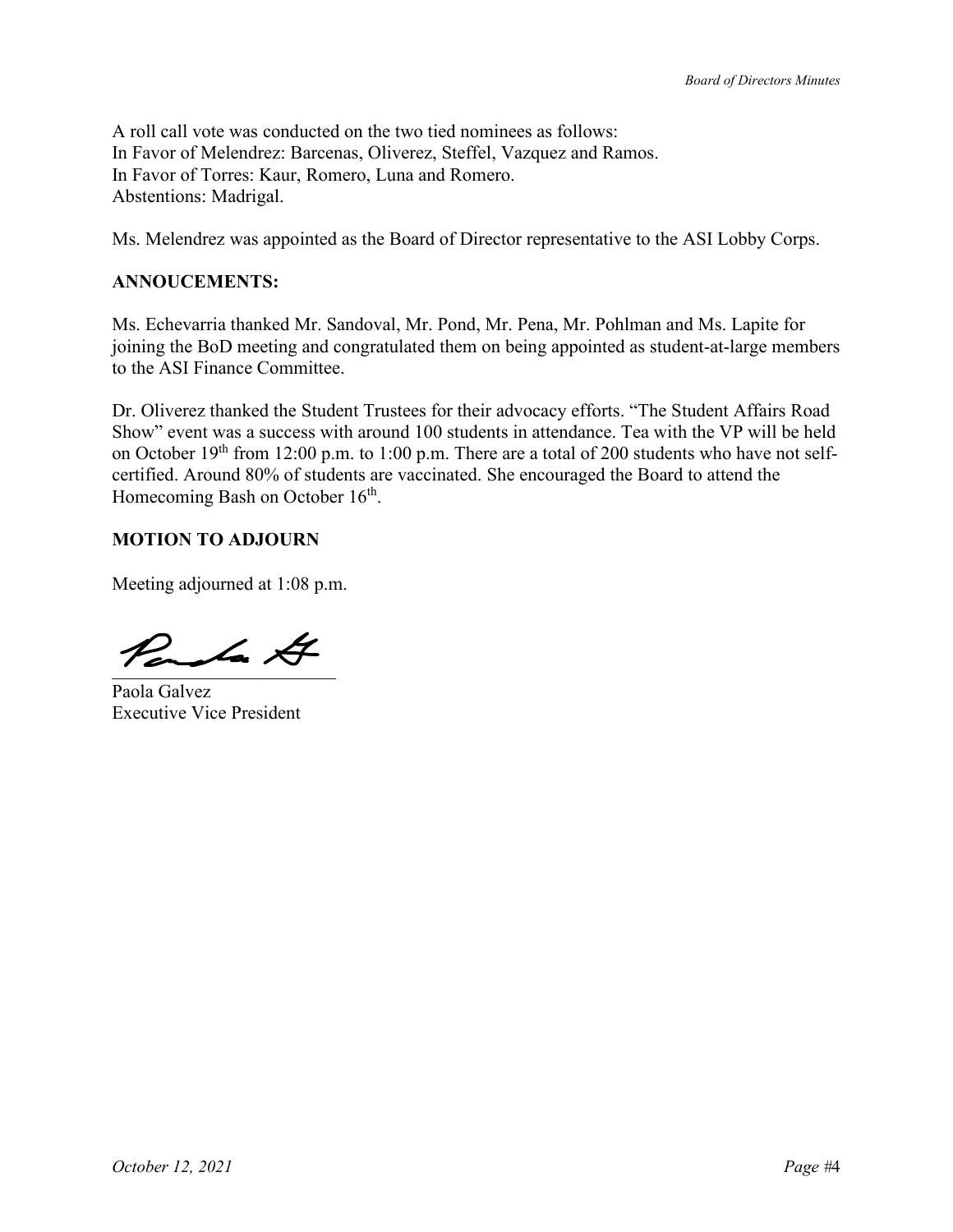A roll call vote was conducted on the two tied nominees as follows:
In Favor of Melendrez: Barcenas, Oliverez, Steffel, Vazquez and Ramos.
In Favor of Torres: Kaur, Romero, Luna and Romero.
Abstentions: Madrigal.

Ms. Melendrez was appointed as the Board of Director representative to the ASI Lobby Corps.

**ANNOUCEMENTS:**

Ms. Echevarria thanked Mr. Sandoval, Mr. Pond, Mr. Pena, Mr. Pohlman and Ms. Lapite for joining the BoD meeting and congratulated them on being appointed as student-at-large members to the ASI Finance Committee.

Dr. Oliverez thanked the Student Trustees for their advocacy efforts. "The Student Affairs Road Show" event was a success with around 100 students in attendance. Tea with the VP will be held on October 19th from 12:00 p.m. to 1:00 p.m. There are a total of 200 students who have not self-certified. Around 80% of students are vaccinated. She encouraged the Board to attend the Homecoming Bash on October 16th.

**MOTION TO ADJOURN**

Meeting adjourned at 1:08 p.m.

Paola Galvez
Executive Vice President